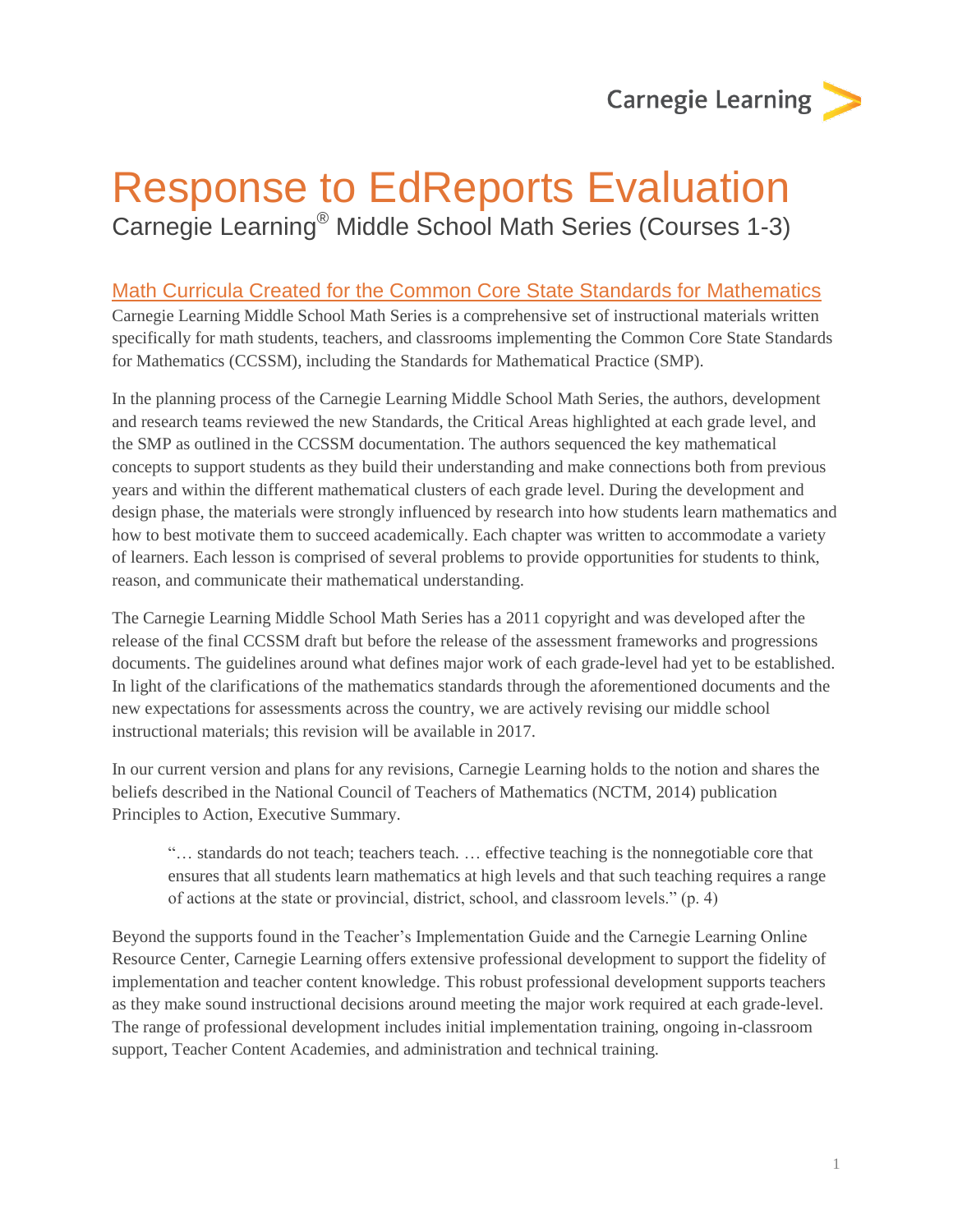# Response to EdReports Evaluation

Carnegie Learning® Middle School Math Series (Courses 1-3)

## Math Curricula Created for the Common Core State Standards for Mathematics

Carnegie Learning Middle School Math Series is a comprehensive set of instructional materials written specifically for math students, teachers, and classrooms implementing the Common Core State Standards for Mathematics (CCSSM), including the Standards for Mathematical Practice (SMP).

In the planning process of the Carnegie Learning Middle School Math Series, the authors, development and research teams reviewed the new Standards, the Critical Areas highlighted at each grade level, and the SMP as outlined in the CCSSM documentation. The authors sequenced the key mathematical concepts to support students as they build their understanding and make connections both from previous years and within the different mathematical clusters of each grade level. During the development and design phase, the materials were strongly influenced by research into how students learn mathematics and how to best motivate them to succeed academically. Each chapter was written to accommodate a variety of learners. Each lesson is comprised of several problems to provide opportunities for students to think, reason, and communicate their mathematical understanding.

The Carnegie Learning Middle School Math Series has a 2011 copyright and was developed after the release of the final CCSSM draft but before the release of the assessment frameworks and progressions documents. The guidelines around what defines major work of each grade-level had yet to be established. In light of the clarifications of the mathematics standards through the aforementioned documents and the new expectations for assessments across the country, we are actively revising our middle school instructional materials; this revision will be available in 2017.

In our current version and plans for any revisions, Carnegie Learning holds to the notion and shares the beliefs described in the National Council of Teachers of Mathematics (NCTM, 2014) publication Principles to Action, Executive Summary.

> "… standards do not teach; teachers teach. … effective teaching is the nonnegotiable core that ensures that all students learn mathematics at high levels and that such teaching requires a range of actions at the state or provincial, district, school, and classroom levels." (p. 4)

Beyond the supports found in the Teacher's Implementation Guide and the Carnegie Learning Online Resource Center, Carnegie Learning offers extensive professional development to support the fidelity of implementation and teacher content knowledge. This robust professional development supports teachers as they make sound instructional decisions around meeting the major work required at each grade-level. The range of professional development includes initial implementation training, ongoing in-classroom support, Teacher Content Academies, and administration and technical training.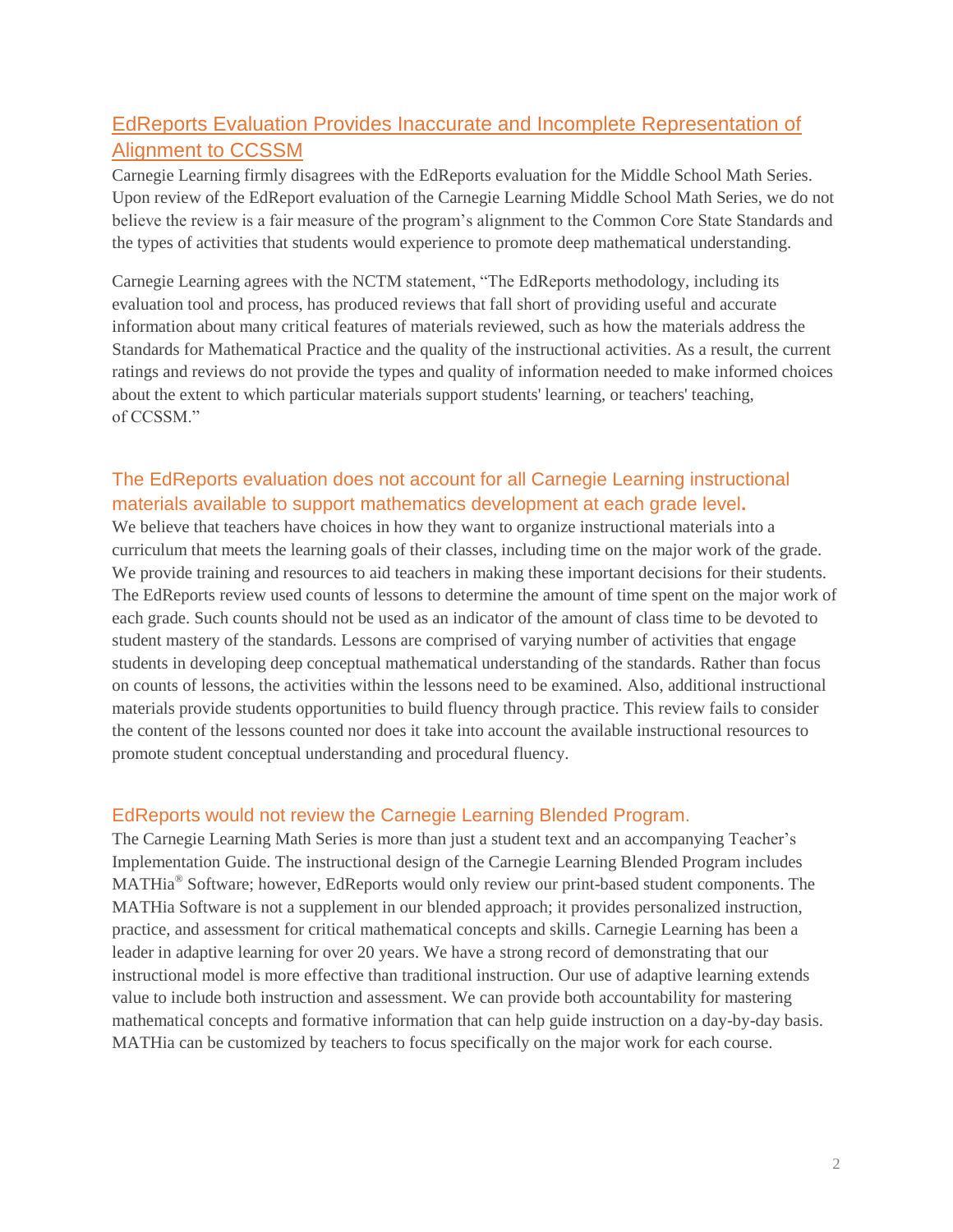## EdReports Evaluation Provides Inaccurate and Incomplete Representation of Alignment to CCSSM

Carnegie Learning firmly disagrees with the EdReports evaluation for the Middle School Math Series. Upon review of the EdReport evaluation of the Carnegie Learning Middle School Math Series, we do not believe the review is a fair measure of the program's alignment to the Common Core State Standards and the types of activities that students would experience to promote deep mathematical understanding.

Carnegie Learning agrees with the NCTM statement, "The EdReports methodology, including its evaluation tool and process, has produced reviews that fall short of providing useful and accurate information about many critical features of materials reviewed, such as how the materials address the Standards for Mathematical Practice and the quality of the instructional activities. As a result, the current ratings and reviews do not provide the types and quality of information needed to make informed choices about the extent to which particular materials support students' learning, or teachers' teaching, of CCSSM."

### The EdReports evaluation does not account for all Carnegie Learning instructional materials available to support mathematics development at each grade level.

We believe that teachers have choices in how they want to organize instructional materials into a curriculum that meets the learning goals of their classes, including time on the major work of the grade. We provide training and resources to aid teachers in making these important decisions for their students. The EdReports review used counts of lessons to determine the amount of time spent on the major work of each grade. Such counts should not be used as an indicator of the amount of class time to be devoted to student mastery of the standards. Lessons are comprised of varying number of activities that engage students in developing deep conceptual mathematical understanding of the standards. Rather than focus on counts of lessons, the activities within the lessons need to be examined. Also, additional instructional materials provide students opportunities to build fluency through practice. This review fails to consider the content of the lessons counted nor does it take into account the available instructional resources to promote student conceptual understanding and procedural fluency.

### EdReports would not review the Carnegie Learning Blended Program.

The Carnegie Learning Math Series is more than just a student text and an accompanying Teacher's Implementation Guide. The instructional design of the Carnegie Learning Blended Program includes MATHia® Software; however, EdReports would only review our print-based student components. The MATHia Software is not a supplement in our blended approach; it provides personalized instruction, practice, and assessment for critical mathematical concepts and skills. Carnegie Learning has been a leader in adaptive learning for over 20 years. We have a strong record of demonstrating that our instructional model is more effective than traditional instruction. Our use of adaptive learning extends value to include both instruction and assessment. We can provide both accountability for mastering mathematical concepts and formative information that can help guide instruction on a day-by-day basis. MATHia can be customized by teachers to focus specifically on the major work for each course.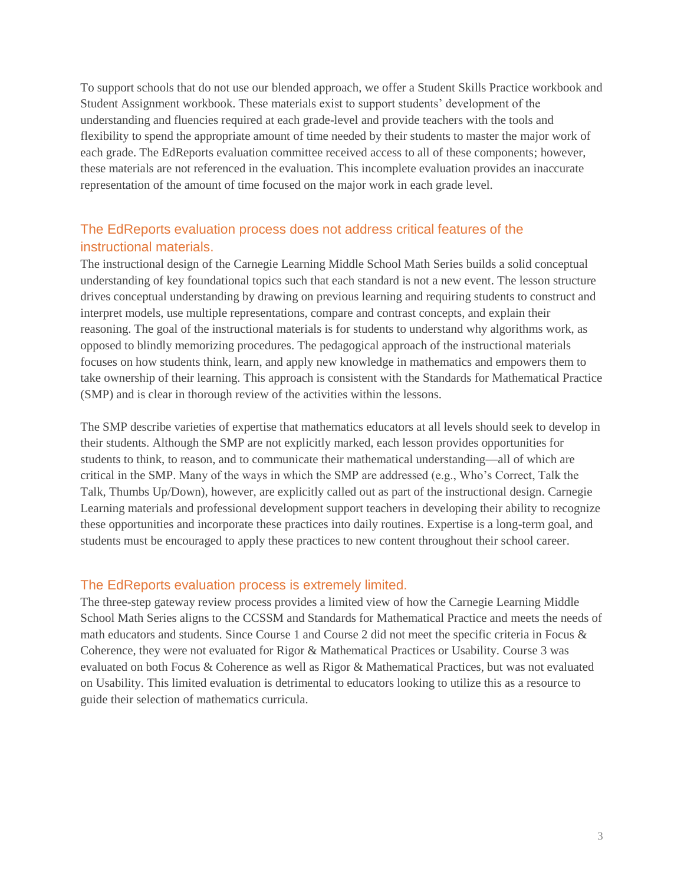To support schools that do not use our blended approach, we offer a Student Skills Practice workbook and Student Assignment workbook. These materials exist to support students' development of the understanding and fluencies required at each grade-level and provide teachers with the tools and flexibility to spend the appropriate amount of time needed by their students to master the major work of each grade. The EdReports evaluation committee received access to all of these components; however, these materials are not referenced in the evaluation. This incomplete evaluation provides an inaccurate representation of the amount of time focused on the major work in each grade level.

## The EdReports evaluation process does not address critical features of the instructional materials.

The instructional design of the Carnegie Learning Middle School Math Series builds a solid conceptual understanding of key foundational topics such that each standard is not a new event. The lesson structure drives conceptual understanding by drawing on previous learning and requiring students to construct and interpret models, use multiple representations, compare and contrast concepts, and explain their reasoning. The goal of the instructional materials is for students to understand why algorithms work, as opposed to blindly memorizing procedures. The pedagogical approach of the instructional materials focuses on how students think, learn, and apply new knowledge in mathematics and empowers them to take ownership of their learning. This approach is consistent with the Standards for Mathematical Practice (SMP) and is clear in thorough review of the activities within the lessons.

The SMP describe varieties of expertise that mathematics educators at all levels should seek to develop in their students. Although the SMP are not explicitly marked, each lesson provides opportunities for students to think, to reason, and to communicate their mathematical understanding—all of which are critical in the SMP. Many of the ways in which the SMP are addressed (e.g., Who's Correct, Talk the Talk, Thumbs Up/Down), however, are explicitly called out as part of the instructional design. Carnegie Learning materials and professional development support teachers in developing their ability to recognize these opportunities and incorporate these practices into daily routines. Expertise is a long-term goal, and students must be encouraged to apply these practices to new content throughout their school career.

## The EdReports evaluation process is extremely limited.

The three-step gateway review process provides a limited view of how the Carnegie Learning Middle School Math Series aligns to the CCSSM and Standards for Mathematical Practice and meets the needs of math educators and students. Since Course 1 and Course 2 did not meet the specific criteria in Focus & Coherence, they were not evaluated for Rigor & Mathematical Practices or Usability. Course 3 was evaluated on both Focus & Coherence as well as Rigor & Mathematical Practices, but was not evaluated on Usability. This limited evaluation is detrimental to educators looking to utilize this as a resource to guide their selection of mathematics curricula.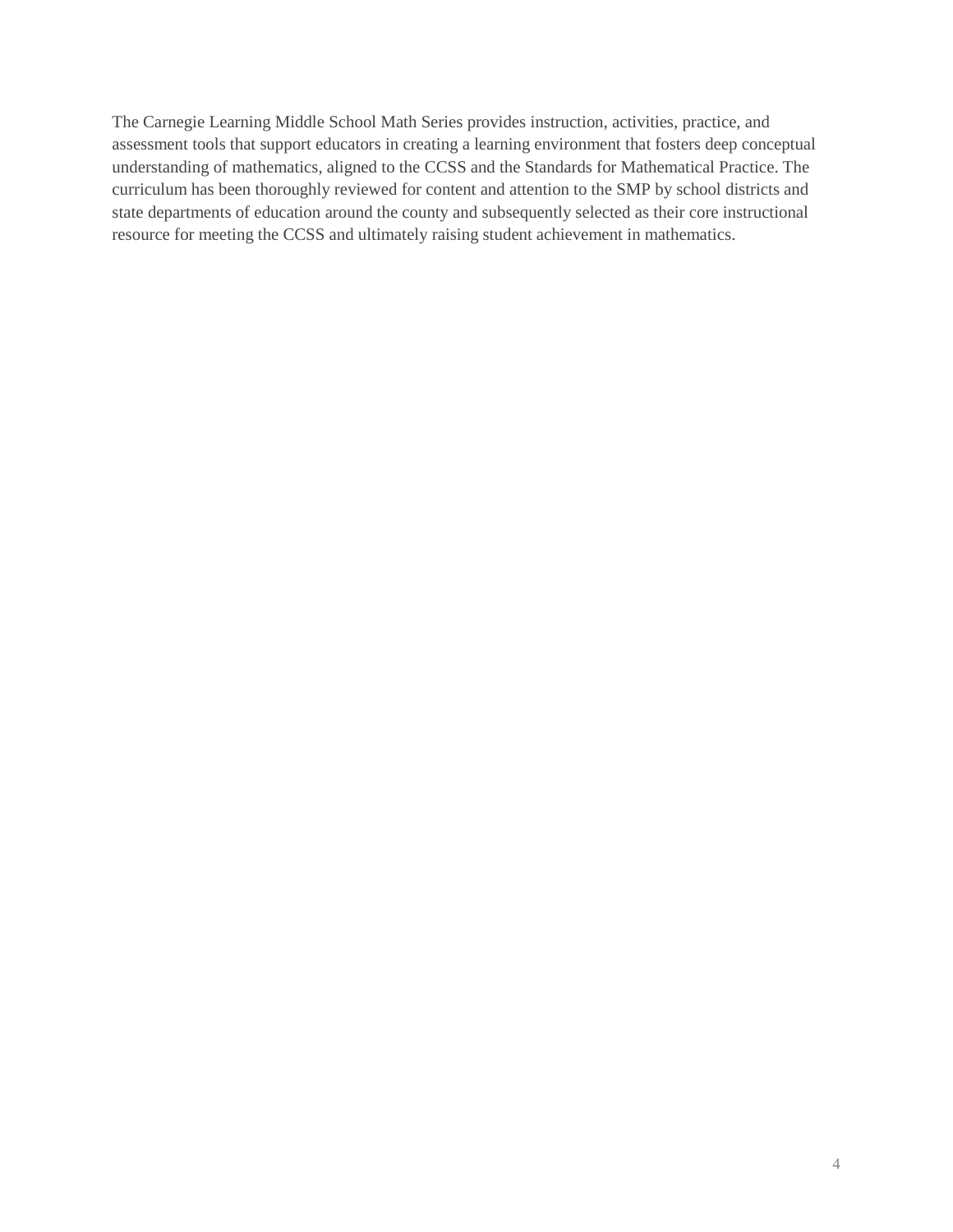The Carnegie Learning Middle School Math Series provides instruction, activities, practice, and assessment tools that support educators in creating a learning environment that fosters deep conceptual understanding of mathematics, aligned to the CCSS and the Standards for Mathematical Practice. The curriculum has been thoroughly reviewed for content and attention to the SMP by school districts and state departments of education around the county and subsequently selected as their core instructional resource for meeting the CCSS and ultimately raising student achievement in mathematics.